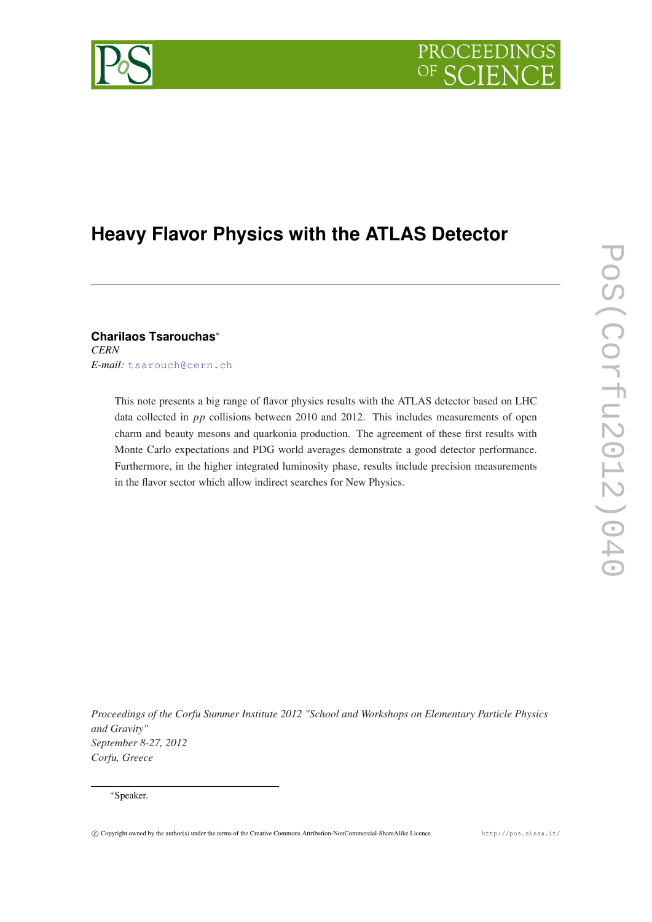# Heavy Flavor Physics with the ATLAS Detector

**Charilaos Tsarouchas***
*CERN*
*E-mail:* tsarouch@cern.ch

This note presents a big range of flavor physics results with the ATLAS detector based on LHC data collected in $pp$ collisions between 2010 and 2012. This includes measurements of open charm and beauty mesons and quarkonia production. The agreement of these first results with Monte Carlo expectations and PDG world averages demonstrate a good detector performance. Furthermore, in the higher integrated luminosity phase, results include precision measurements in the flavor sector which allow indirect searches for New Physics.

*Proceedings of the Corfu Summer Institute 2012 "School and Workshops on Elementary Particle Physics and Gravity"*
*September 8-27, 2012*
*Corfu, Greece*

*Speaker.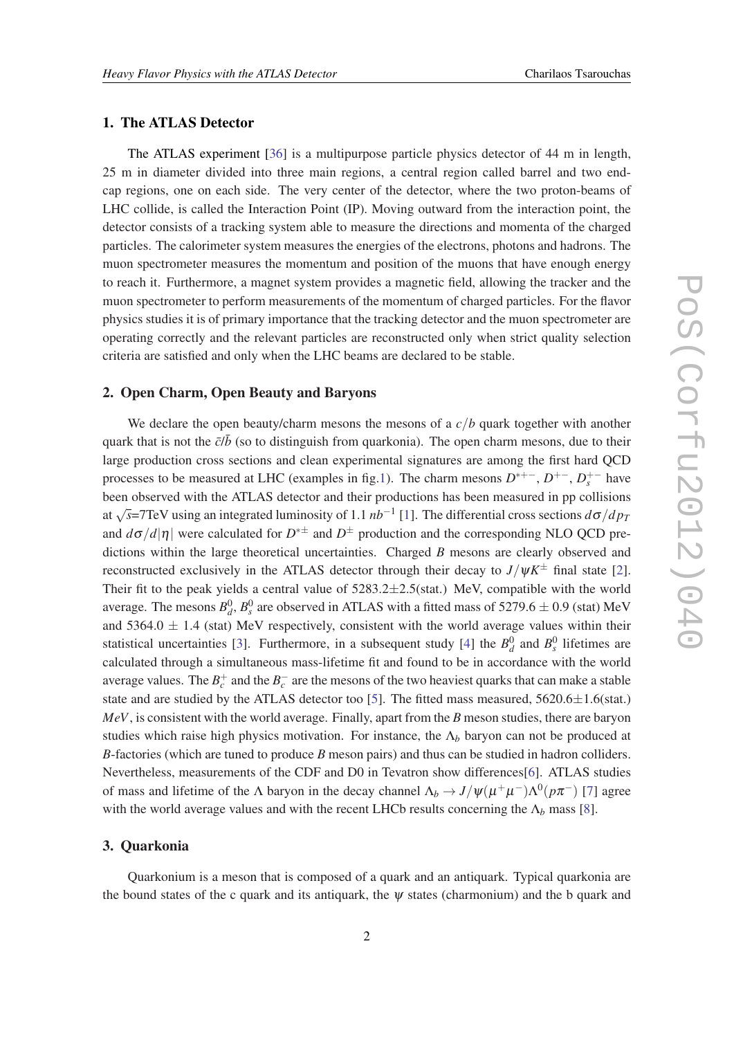## 1. The ATLAS Detector

The ATLAS experiment [36] is a multipurpose particle physics detector of 44 m in length, 25 m in diameter divided into three main regions, a central region called barrel and two end-cap regions, one on each side. The very center of the detector, where the two proton-beams of LHC collide, is called the Interaction Point (IP). Moving outward from the interaction point, the detector consists of a tracking system able to measure the directions and momenta of the charged particles. The calorimeter system measures the energies of the electrons, photons and hadrons. The muon spectrometer measures the momentum and position of the muons that have enough energy to reach it. Furthermore, a magnet system provides a magnetic field, allowing the tracker and the muon spectrometer to perform measurements of the momentum of charged particles. For the flavor physics studies it is of primary importance that the tracking detector and the muon spectrometer are operating correctly and the relevant particles are reconstructed only when strict quality selection criteria are satisfied and only when the LHC beams are declared to be stable.

## 2. Open Charm, Open Beauty and Baryons

We declare the open beauty/charm mesons the mesons of a $c/b$ quark together with another quark that is not the $\bar{c}/\bar{b}$ (so to distinguish from quarkonia). The open charm mesons, due to their large production cross sections and clean experimental signatures are among the first hard QCD processes to be measured at LHC (examples in fig.1). The charm mesons $D^{*+-}$, $D^{+-}$, $D_s^{+-}$ have been observed with the ATLAS detector and their productions has been measured in pp collisions at $\sqrt{s}$=7TeV using an integrated luminosity of 1.1 $nb^{-1}$ [1]. The differential cross sections $d\sigma/dp_T$ and $d\sigma/d|\eta|$ were calculated for $D^{*\pm}$ and $D^{\pm}$ production and the corresponding NLO QCD predictions within the large theoretical uncertainties. Charged $B$ mesons are clearly observed and reconstructed exclusively in the ATLAS detector through their decay to $J/\psi K^{\pm}$ final state [2]. Their fit to the peak yields a central value of 5283.2±2.5(stat.) MeV, compatible with the world average. The mesons $B_d^0$, $B_s^0$ are observed in ATLAS with a fitted mass of 5279.6 ± 0.9 (stat) MeV and 5364.0 ± 1.4 (stat) MeV respectively, consistent with the world average values within their statistical uncertainties [3]. Furthermore, in a subsequent study [4] the $B_d^0$ and $B_s^0$ lifetimes are calculated through a simultaneous mass-lifetime fit and found to be in accordance with the world average values. The $B_c^+$ and the $B_c^-$ are the mesons of the two heaviest quarks that can make a stable state and are studied by the ATLAS detector too [5]. The fitted mass measured, 5620.6±1.6(stat.) $MeV$, is consistent with the world average. Finally, apart from the $B$ meson studies, there are baryon studies which raise high physics motivation. For instance, the $\Lambda_b$ baryon can not be produced at $B$-factories (which are tuned to produce $B$ meson pairs) and thus can be studied in hadron colliders. Nevertheless, measurements of the CDF and D0 in Tevatron show differences[6]. ATLAS studies of mass and lifetime of the $\Lambda$ baryon in the decay channel $\Lambda_b \to J/\psi(\mu^+\mu^-)\Lambda^0(p\pi^-)$ [7] agree with the world average values and with the recent LHCb results concerning the $\Lambda_b$ mass [8].

## 3. Quarkonia

Quarkonium is a meson that is composed of a quark and an antiquark. Typical quarkonia are the bound states of the c quark and its antiquark, the $\psi$ states (charmonium) and the b quark and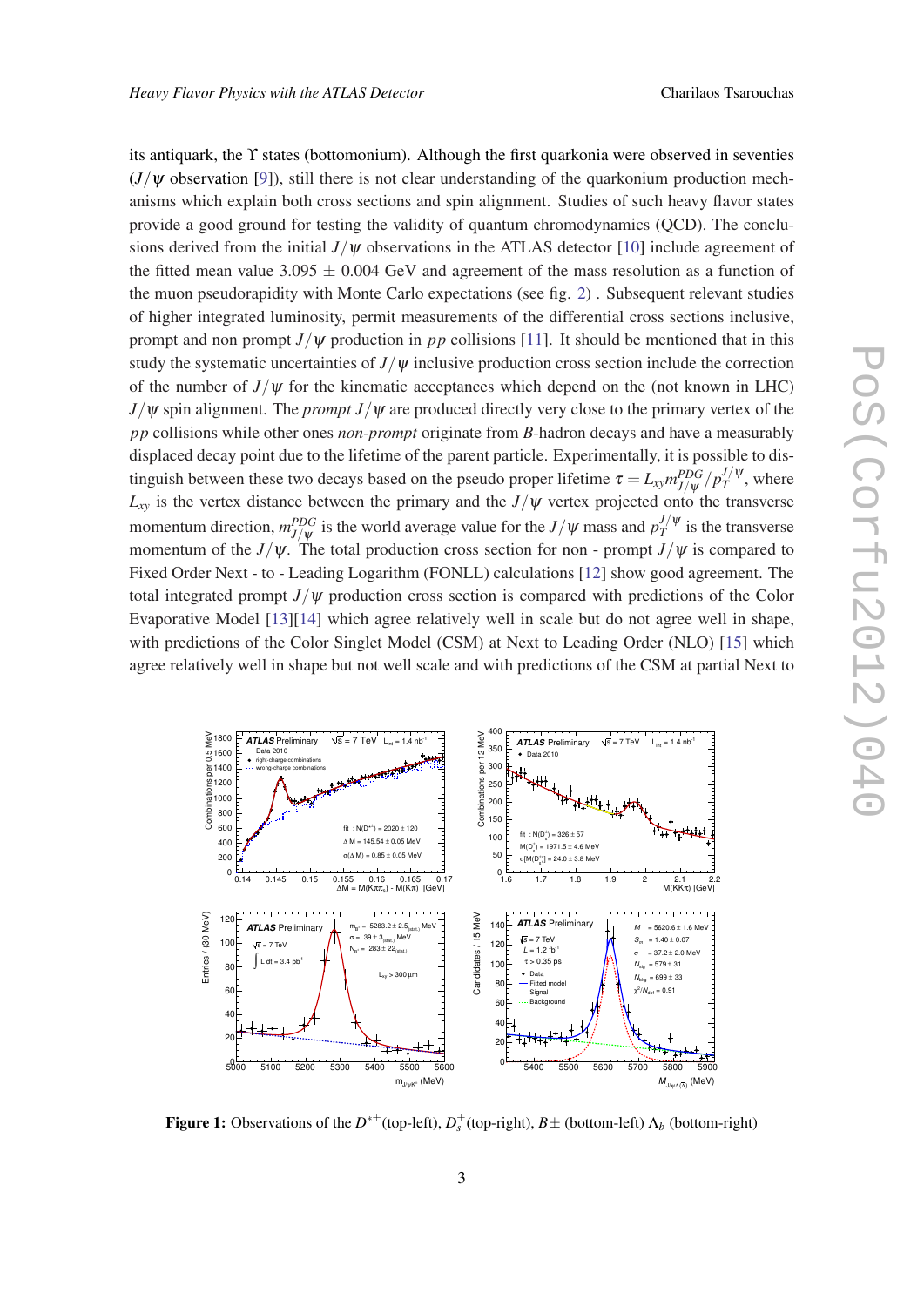its antiquark, the $\Upsilon$ states (bottomonium). Although the first quarkonia were observed in seventies ($J/\psi$ observation [9]), still there is not clear understanding of the quarkonium production mechanisms which explain both cross sections and spin alignment. Studies of such heavy flavor states provide a good ground for testing the validity of quantum chromodynamics (QCD). The conclusions derived from the initial $J/\psi$ observations in the ATLAS detector [10] include agreement of the fitted mean value $3.095 \pm 0.004$ GeV and agreement of the mass resolution as a function of the muon pseudorapidity with Monte Carlo expectations (see fig. 2) . Subsequent relevant studies of higher integrated luminosity, permit measurements of the differential cross sections inclusive, prompt and non prompt $J/\psi$ production in $pp$ collisions [11]. It should be mentioned that in this study the systematic uncertainties of $J/\psi$ inclusive production cross section include the correction of the number of $J/\psi$ for the kinematic acceptances which depend on the (not known in LHC) $J/\psi$ spin alignment. The *prompt* $J/\psi$ are produced directly very close to the primary vertex of the $pp$ collisions while other ones *non-prompt* originate from $B$-hadron decays and have a measurably displaced decay point due to the lifetime of the parent particle. Experimentally, it is possible to distinguish between these two decays based on the pseudo proper lifetime $\tau = L_{xy} m^{PDG}_{J/\psi} / p^{J/\psi}_T$, where $L_{xy}$ is the vertex distance between the primary and the $J/\psi$ vertex projected onto the transverse momentum direction, $m^{PDG}_{J/\psi}$ is the world average value for the $J/\psi$ mass and $p^{J/\psi}_T$ is the transverse momentum of the $J/\psi$. The total production cross section for non - prompt $J/\psi$ is compared to Fixed Order Next - to - Leading Logarithm (FONLL) calculations [12] show good agreement. The total integrated prompt $J/\psi$ production cross section is compared with predictions of the Color Evaporative Model [13][14] which agree relatively well in scale but do not agree well in shape, with predictions of the Color Singlet Model (CSM) at Next to Leading Order (NLO) [15] which agree relatively well in shape but not well scale and with predictions of the CSM at partial Next to

**Figure 1:** Observations of the $D^{*\pm}$(top-left), $D_s^{\pm}$(top-right), $B\pm$ (bottom-left) $\Lambda_b$ (bottom-right)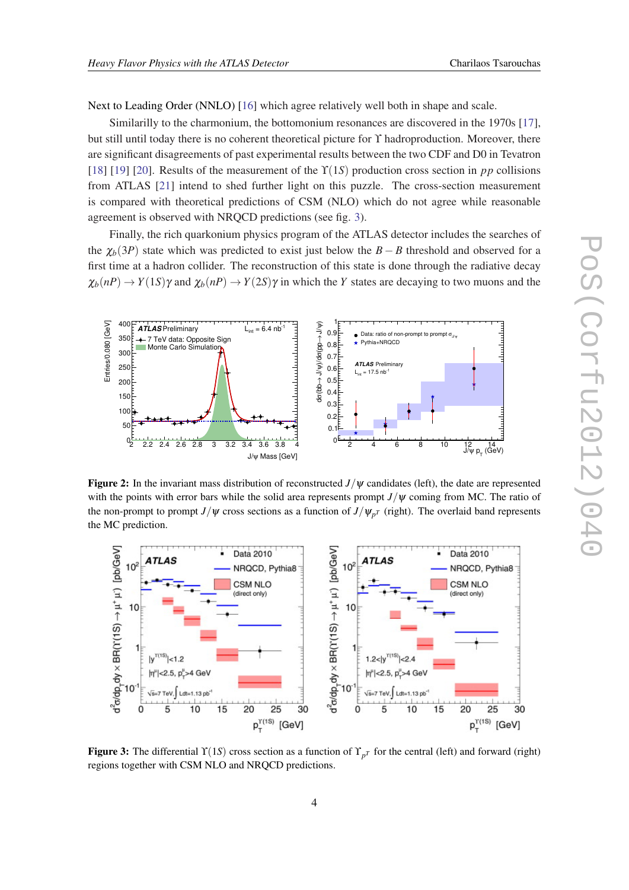Next to Leading Order (NNLO) [16] which agree relatively well both in shape and scale.

Similarilly to the charmonium, the bottomonium resonances are discovered in the 1970s [17], but still until today there is no coherent theoretical picture for $\Upsilon$ hadroproduction. Moreover, there are significant disagreements of past experimental results between the two CDF and D0 in Tevatron [18] [19] [20]. Results of the measurement of the $\Upsilon(1S)$ production cross section in $pp$ collisions from ATLAS [21] intend to shed further light on this puzzle. The cross-section measurement is compared with theoretical predictions of CSM (NLO) which do not agree while reasonable agreement is observed with NRQCD predictions (see fig. 3).

Finally, the rich quarkonium physics program of the ATLAS detector includes the searches of the $\chi_b(3P)$ state which was predicted to exist just below the $B-B$ threshold and observed for a first time at a hadron collider. The reconstruction of this state is done through the radiative decay $\chi_b(nP) \rightarrow Y(1S)\gamma$ and $\chi_b(nP) \rightarrow Y(2S)\gamma$ in which the $Y$ states are decaying to two muons and the

**Figure 2:** In the invariant mass distribution of reconstructed $J/\psi$ candidates (left), the date are represented with the points with error bars while the solid area represents prompt $J/\psi$ coming from MC. The ratio of the non-prompt to prompt $J/\psi$ cross sections as a function of $J/\psi_{p^T}$ (right). The overlaid band represents the MC prediction.

**Figure 3:** The differential $\Upsilon(1S)$ cross section as a function of $\Upsilon_{p^T}$ for the central (left) and forward (right) regions together with CSM NLO and NRQCD predictions.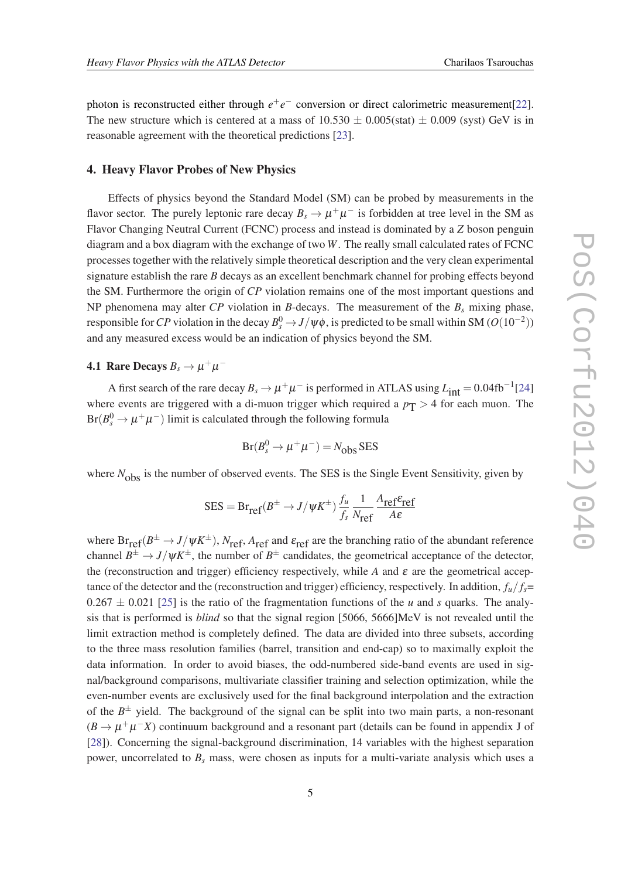photon is reconstructed either through $e^+e^-$ conversion or direct calorimetric measurement[22]. The new structure which is centered at a mass of 10.530 $\pm$ 0.005(stat) $\pm$ 0.009 (syst) GeV is in reasonable agreement with the theoretical predictions [23].

## 4. Heavy Flavor Probes of New Physics

Effects of physics beyond the Standard Model (SM) can be probed by measurements in the flavor sector. The purely leptonic rare decay $B_s \rightarrow \mu^+\mu^-$ is forbidden at tree level in the SM as Flavor Changing Neutral Current (FCNC) process and instead is dominated by a $Z$ boson penguin diagram and a box diagram with the exchange of two $W$. The really small calculated rates of FCNC processes together with the relatively simple theoretical description and the very clean experimental signature establish the rare $B$ decays as an excellent benchmark channel for probing effects beyond the SM. Furthermore the origin of $CP$ violation remains one of the most important questions and NP phenomena may alter $CP$ violation in $B$-decays. The measurement of the $B_s$ mixing phase, responsible for $CP$ violation in the decay $B_s^0 \rightarrow J/\psi\phi$, is predicted to be small within SM ($O(10^{-2})$) and any measured excess would be an indication of physics beyond the SM.

### 4.1 Rare Decays $B_s \rightarrow \mu^+\mu^-$

A first search of the rare decay $B_s \rightarrow \mu^+\mu^-$ is performed in ATLAS using $L_{\text{int}} = 0.04\text{fb}^{-1}$[24] where events are triggered with a di-muon trigger which required a $p_{\text{T}} > 4$ for each muon. The $\text{Br}(B_s^0 \rightarrow \mu^+\mu^-)$ limit is calculated through the following formula

$$\text{Br}(B_s^0 \rightarrow \mu^+\mu^-) = N_{\text{obs}}\,\text{SES}$$

where $N_{\text{obs}}$ is the number of observed events. The SES is the Single Event Sensitivity, given by

$$\text{SES} = \text{Br}_{\text{ref}}(B^\pm \rightarrow J/\psi K^\pm)\,\frac{f_u}{f_s}\,\frac{1}{N_{\text{ref}}}\,\frac{A_{\text{ref}}\varepsilon_{\text{ref}}}{A\varepsilon}$$

where $\text{Br}_{\text{ref}}(B^\pm \rightarrow J/\psi K^\pm)$, $N_{\text{ref}}$, $A_{\text{ref}}$ and $\varepsilon_{\text{ref}}$ are the branching ratio of the abundant reference channel $B^\pm \rightarrow J/\psi K^\pm$, the number of $B^\pm$ candidates, the geometrical acceptance of the detector, the (reconstruction and trigger) efficiency respectively, while $A$ and $\varepsilon$ are the geometrical acceptance of the detector and the (reconstruction and trigger) efficiency, respectively. In addition, $f_u/f_s$= 0.267 $\pm$ 0.021 [25] is the ratio of the fragmentation functions of the $u$ and $s$ quarks. The analysis that is performed is *blind* so that the signal region [5066, 5666]MeV is not revealed until the limit extraction method is completely defined. The data are divided into three subsets, according to the three mass resolution families (barrel, transition and end-cap) so to maximally exploit the data information. In order to avoid biases, the odd-numbered side-band events are used in signal/background comparisons, multivariate classifier training and selection optimization, while the even-number events are exclusively used for the final background interpolation and the extraction of the $B^\pm$ yield. The background of the signal can be split into two main parts, a non-resonant ($B \rightarrow \mu^+\mu^- X$) continuum background and a resonant part (details can be found in appendix J of [28]). Concerning the signal-background discrimination, 14 variables with the highest separation power, uncorrelated to $B_s$ mass, were chosen as inputs for a multi-variate analysis which uses a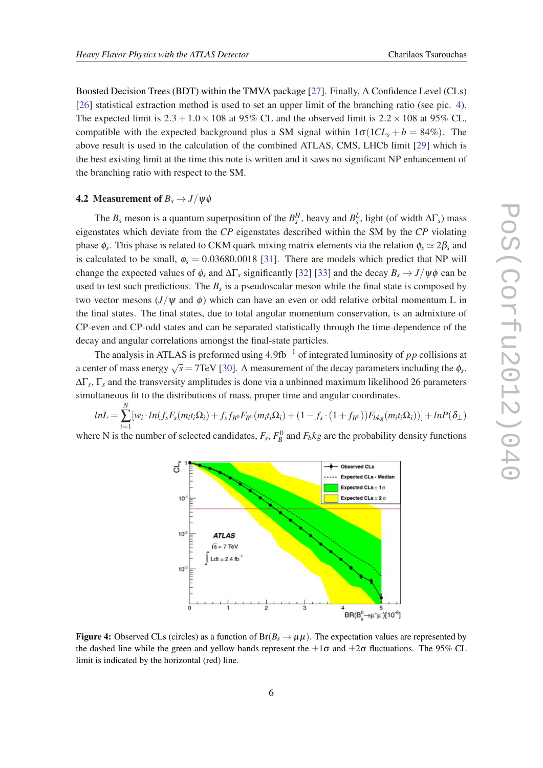Boosted Decision Trees (BDT) within the TMVA package [27]. Finally, A Confidence Level (CLs) [26] statistical extraction method is used to set an upper limit of the branching ratio (see pic. 4). The expected limit is $2.3 + 1.0 \times 108$ at 95% CL and the observed limit is $2.2 \times 108$ at 95% CL, compatible with the expected background plus a SM signal within $1\sigma(1CL_s + b = 84\%)$. The above result is used in the calculation of the combined ATLAS, CMS, LHCb limit [29] which is the best existing limit at the time this note is written and it saws no significant NP enhancement of the branching ratio with respect to the SM.

### 4.2 Measurement of $B_s \to J/\psi\phi$

The $B_s$ meson is a quantum superposition of the $B_s^H$, heavy and $B_s^L$, light (of width $\Delta\Gamma_s$) mass eigenstates which deviate from the *CP* eigenstates described within the SM by the *CP* violating phase $\phi_s$. This phase is related to CKM quark mixing matrix elements via the relation $\phi_s \simeq 2\beta_s$ and is calculated to be small, $\phi_s = 0.03680.0018$ [31]. There are models which predict that NP will change the expected values of $\phi_s$ and $\Delta\Gamma_s$ significantly [32] [33] and the decay $B_s \to J/\psi\phi$ can be used to test such predictions. The $B_s$ is a pseudoscalar meson while the final state is composed by two vector mesons ($J/\psi$ and $\phi$) which can have an even or odd relative orbital momentum L in the final states. The final states, due to total angular momentum conservation, is an admixture of CP-even and CP-odd states and can be separated statistically through the time-dependence of the decay and angular correlations amongst the final-state particles.

The analysis in ATLAS is preformed using $4.9\text{fb}^{-1}$ of integrated luminosity of $pp$ collisions at a center of mass energy $\sqrt{s} = 7\text{TeV}$ [30]. A measurement of the decay parameters including the $\phi_s$, $\Delta\Gamma_s$, $\Gamma_s$ and the transversity amplitudes is done via a unbinned maximum likelihood 26 parameters simultaneous fit to the distributions of mass, proper time and angular coordinates.

$$lnL = \sum_{i=1}^{N}[w_i \cdot ln(f_s F_s(m_i t_i \Omega_i) + f_s f_{B^0} F_{B^0}(m_i t_i \Omega_i) + (1 - f_s \cdot (1 + f_{B^0}))F_{bkg}(m_i t_i \Omega_i))] + lnP(\delta_\perp)$$

where N is the number of selected candidates, $F_s$, $F_B^0$ and $F_bkg$ are the probability density functions

**Figure 4:** Observed CLs (circles) as a function of Br($B_s \to \mu\mu$). The expectation values are represented by the dashed line while the green and yellow bands represent the $\pm 1\sigma$ and $\pm 2\sigma$ fluctuations. The 95% CL limit is indicated by the horizontal (red) line.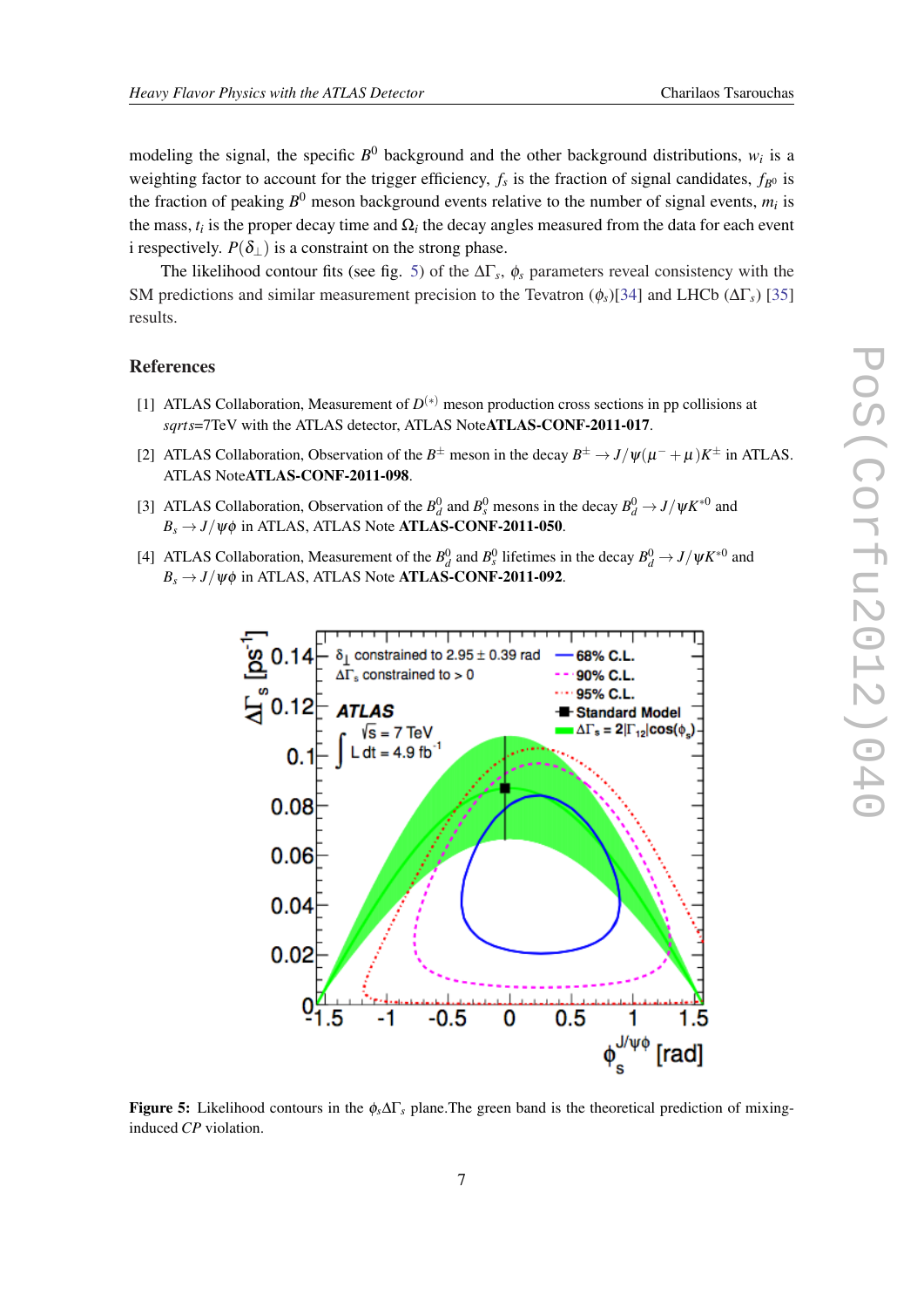modeling the signal, the specific $B^0$ background and the other background distributions, $w_i$ is a weighting factor to account for the trigger efficiency, $f_s$ is the fraction of signal candidates, $f_{B^0}$ is the fraction of peaking $B^0$ meson background events relative to the number of signal events, $m_i$ is the mass, $t_i$ is the proper decay time and $\Omega_i$ the decay angles measured from the data for each event i respectively. $P(\delta_\perp)$ is a constraint on the strong phase.

The likelihood contour fits (see fig. 5) of the $\Delta\Gamma_s$, $\phi_s$ parameters reveal consistency with the SM predictions and similar measurement precision to the Tevatron ($\phi_s$)[34] and LHCb ($\Delta\Gamma_s$) [35] results.

## References

[1] ATLAS Collaboration, Measurement of $D^{(*)}$ meson production cross sections in pp collisions at *sqrts*=7TeV with the ATLAS detector, ATLAS Note**ATLAS-CONF-2011-017**.

[2] ATLAS Collaboration, Observation of the $B^\pm$ meson in the decay $B^\pm \to J/\psi(\mu^- + \mu)K^\pm$ in ATLAS. ATLAS Note**ATLAS-CONF-2011-098**.

[3] ATLAS Collaboration, Observation of the $B_d^0$ and $B_s^0$ mesons in the decay $B_d^0 \to J/\psi K^{*0}$ and $B_s \to J/\psi\phi$ in ATLAS, ATLAS Note **ATLAS-CONF-2011-050**.

[4] ATLAS Collaboration, Measurement of the $B_d^0$ and $B_s^0$ lifetimes in the decay $B_d^0 \to J/\psi K^{*0}$ and $B_s \to J/\psi\phi$ in ATLAS, ATLAS Note **ATLAS-CONF-2011-092**.

**Figure 5:** Likelihood contours in the $\phi_s\Delta\Gamma_s$ plane.The green band is the theoretical prediction of mixing-induced *CP* violation.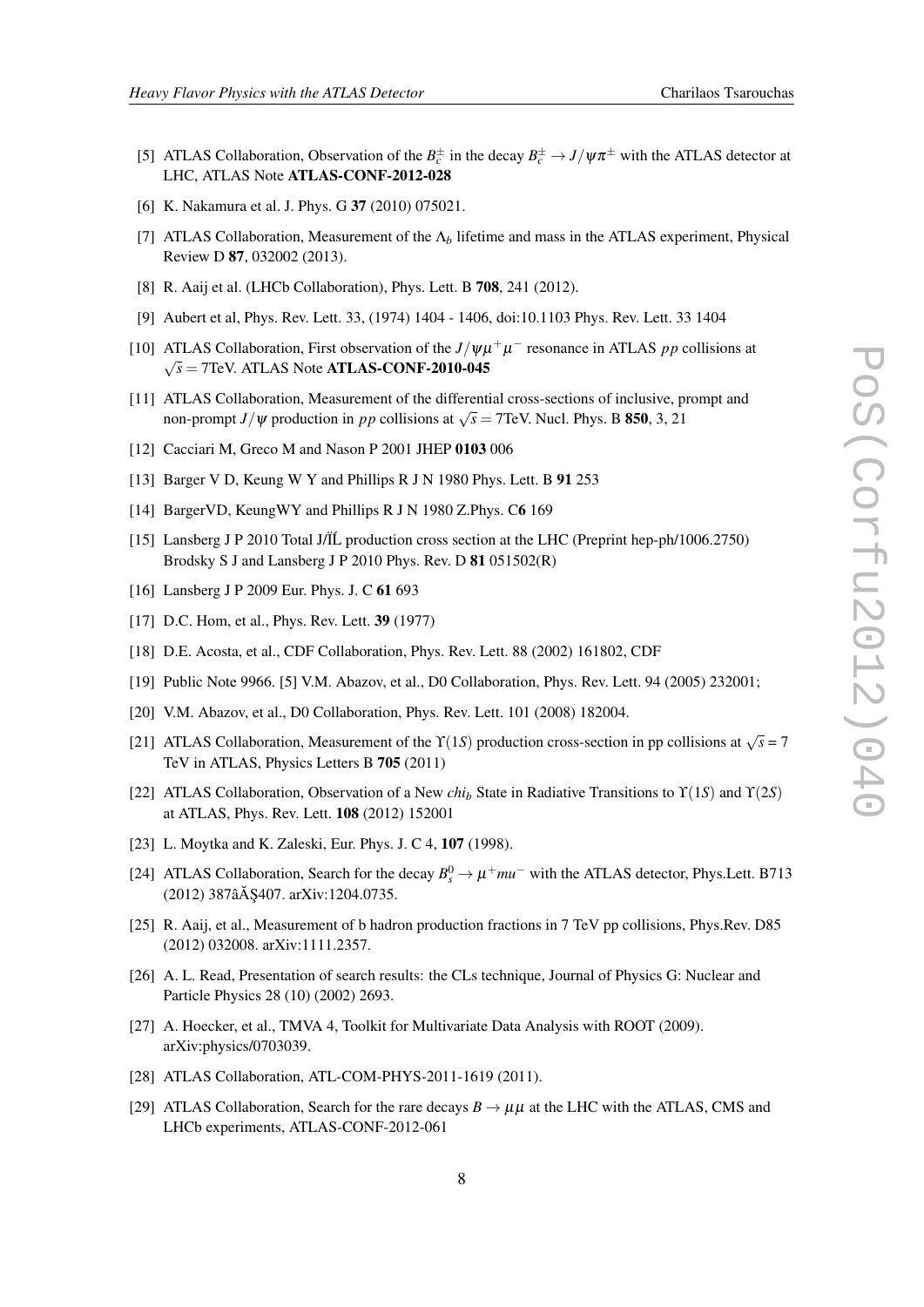[5] ATLAS Collaboration, Observation of the $B_c^{\pm}$ in the decay $B_c^{\pm} \rightarrow J/\psi\pi^{\pm}$ with the ATLAS detector at LHC, ATLAS Note **ATLAS-CONF-2012-028**

[6] K. Nakamura et al. J. Phys. G **37** (2010) 075021.

[7] ATLAS Collaboration, Measurement of the $\Lambda_b$ lifetime and mass in the ATLAS experiment, Physical Review D **87**, 032002 (2013).

[8] R. Aaij et al. (LHCb Collaboration), Phys. Lett. B **708**, 241 (2012).

[9] Aubert et al, Phys. Rev. Lett. 33, (1974) 1404 - 1406, doi:10.1103 Phys. Rev. Lett. 33 1404

[10] ATLAS Collaboration, First observation of the $J/\psi\mu^+\mu^-$ resonance in ATLAS $pp$ collisions at $\sqrt{s} = 7$TeV. ATLAS Note **ATLAS-CONF-2010-045**

[11] ATLAS Collaboration, Measurement of the differential cross-sections of inclusive, prompt and non-prompt $J/\psi$ production in $pp$ collisions at $\sqrt{s} = 7$TeV. Nucl. Phys. B **850**, 3, 21

[12] Cacciari M, Greco M and Nason P 2001 JHEP **0103** 006

[13] Barger V D, Keung W Y and Phillips R J N 1980 Phys. Lett. B **91** 253

[14] BargerVD, KeungWY and Phillips R J N 1980 Z.Phys. C**6** 169

[15] Lansberg J P 2010 Total J/ĬĹ production cross section at the LHC (Preprint hep-ph/1006.2750) Brodsky S J and Lansberg J P 2010 Phys. Rev. D **81** 051502(R)

[16] Lansberg J P 2009 Eur. Phys. J. C **61** 693

[17] D.C. Hom, et al., Phys. Rev. Lett. **39** (1977)

[18] D.E. Acosta, et al., CDF Collaboration, Phys. Rev. Lett. 88 (2002) 161802, CDF

[19] Public Note 9966. [5] V.M. Abazov, et al., D0 Collaboration, Phys. Rev. Lett. 94 (2005) 232001;

[20] V.M. Abazov, et al., D0 Collaboration, Phys. Rev. Lett. 101 (2008) 182004.

[21] ATLAS Collaboration, Measurement of the $\Upsilon(1S)$ production cross-section in pp collisions at $\sqrt{s} = 7$ TeV in ATLAS, Physics Letters B **705** (2011)

[22] ATLAS Collaboration, Observation of a New $chi_b$ State in Radiative Transitions to $\Upsilon(1S)$ and $\Upsilon(2S)$ at ATLAS, Phys. Rev. Lett. **108** (2012) 152001

[23] L. Moytka and K. Zaleski, Eur. Phys. J. C 4, **107** (1998).

[24] ATLAS Collaboration, Search for the decay $B_s^0 \rightarrow \mu^+ mu^-$ with the ATLAS detector, Phys.Lett. B713 (2012) 387âĂŞ407. arXiv:1204.0735.

[25] R. Aaij, et al., Measurement of b hadron production fractions in 7 TeV pp collisions, Phys.Rev. D85 (2012) 032008. arXiv:1111.2357.

[26] A. L. Read, Presentation of search results: the CLs technique, Journal of Physics G: Nuclear and Particle Physics 28 (10) (2002) 2693.

[27] A. Hoecker, et al., TMVA 4, Toolkit for Multivariate Data Analysis with ROOT (2009). arXiv:physics/0703039.

[28] ATLAS Collaboration, ATL-COM-PHYS-2011-1619 (2011).

[29] ATLAS Collaboration, Search for the rare decays $B \rightarrow \mu\mu$ at the LHC with the ATLAS, CMS and LHCb experiments, ATLAS-CONF-2012-061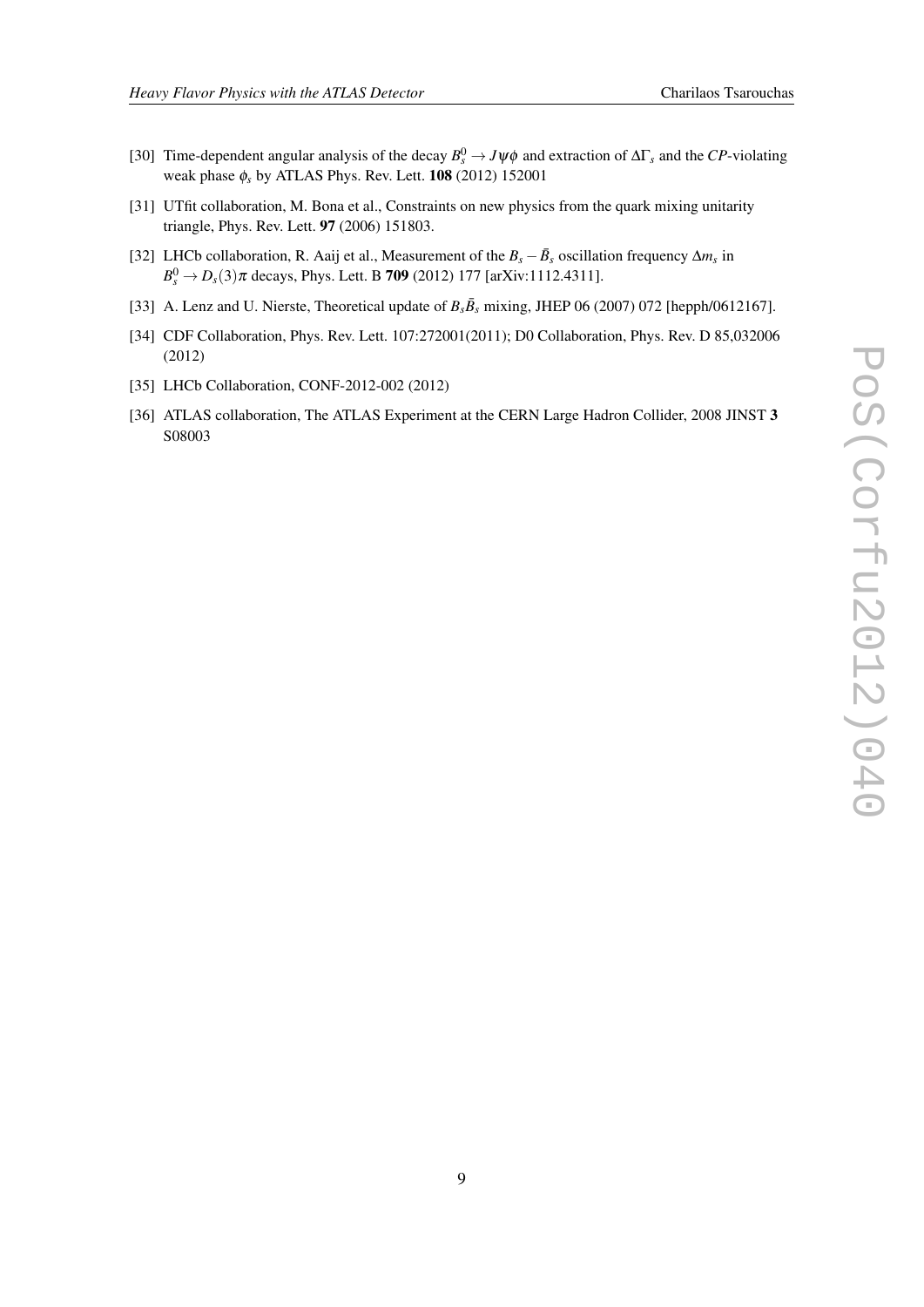[30] Time-dependent angular analysis of the decay $B_s^0 \rightarrow J\psi\phi$ and extraction of $\Delta\Gamma_s$ and the *CP*-violating weak phase $\phi_s$ by ATLAS Phys. Rev. Lett. **108** (2012) 152001

[31] UTfit collaboration, M. Bona et al., Constraints on new physics from the quark mixing unitarity triangle, Phys. Rev. Lett. **97** (2006) 151803.

[32] LHCb collaboration, R. Aaij et al., Measurement of the $B_s - \bar{B}_s$ oscillation frequency $\Delta m_s$ in $B_s^0 \rightarrow D_s(3)\pi$ decays, Phys. Lett. B **709** (2012) 177 [arXiv:1112.4311].

[33] A. Lenz and U. Nierste, Theoretical update of $B_s\bar{B}_s$ mixing, JHEP 06 (2007) 072 [hepph/0612167].

[34] CDF Collaboration, Phys. Rev. Lett. 107:272001(2011); D0 Collaboration, Phys. Rev. D 85,032006 (2012)

[35] LHCb Collaboration, CONF-2012-002 (2012)

[36] ATLAS collaboration, The ATLAS Experiment at the CERN Large Hadron Collider, 2008 JINST **3** S08003